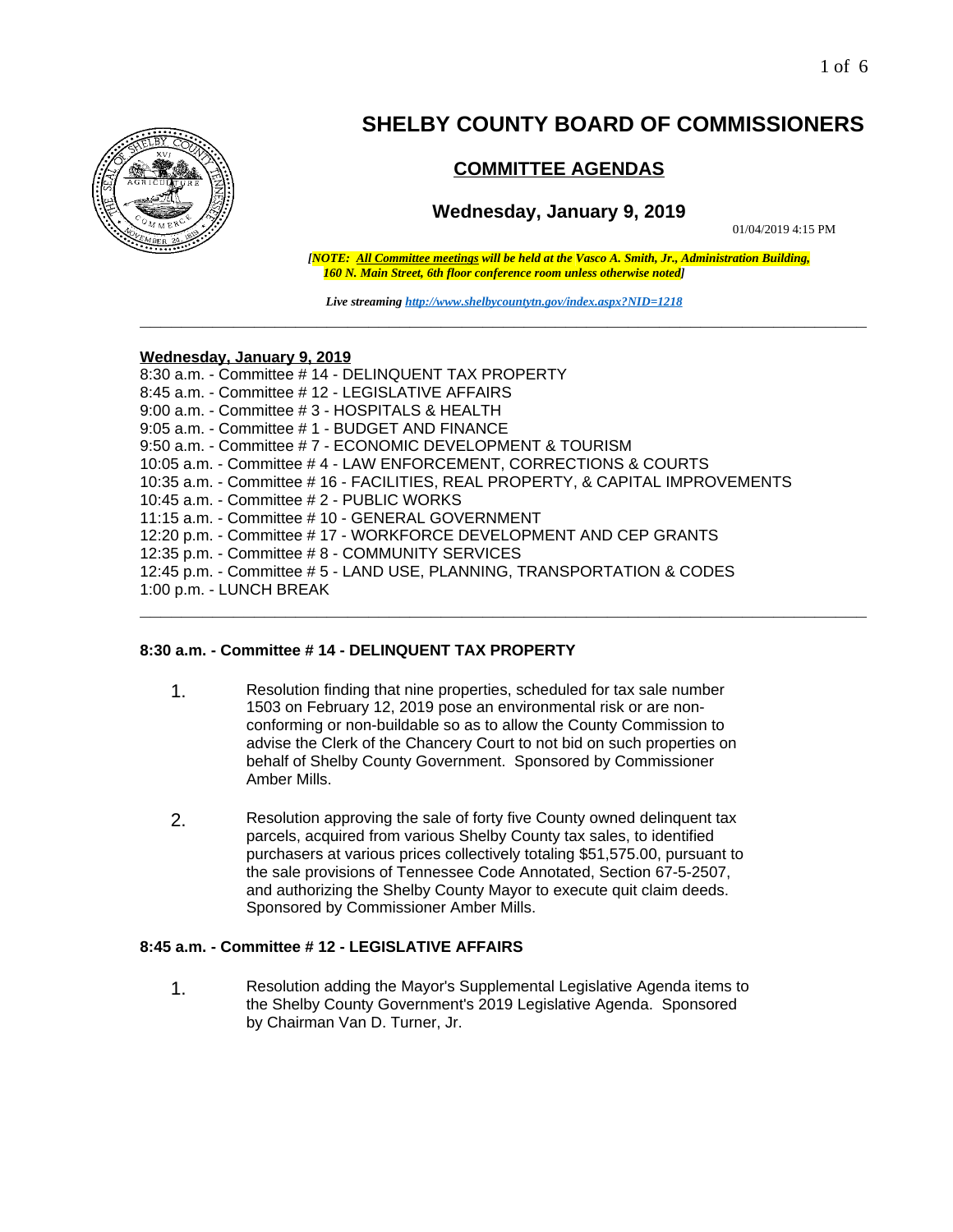# SHELBY COUNTY BOARD OF COMMISSIONERS

## COMMITTEE AGENDAS

### Wednesday, January 9, 2019

01/04/2019 4:15 PM

***[NOTE: All Committee meetings will be held at the Vasco A. Smith, Jr., Administration Building, 160 N. Main Street, 6th floor conference room unless otherwise noted]***

*Live streaming http://www.shelbycountytn.gov/index.aspx?NID=1218*

---

**Wednesday, January 9, 2019**

8:30 a.m. - Committee # 14 - DELINQUENT TAX PROPERTY
8:45 a.m. - Committee # 12 - LEGISLATIVE AFFAIRS
9:00 a.m. - Committee # 3 - HOSPITALS & HEALTH
9:05 a.m. - Committee # 1 - BUDGET AND FINANCE
9:50 a.m. - Committee # 7 - ECONOMIC DEVELOPMENT & TOURISM
10:05 a.m. - Committee # 4 - LAW ENFORCEMENT, CORRECTIONS & COURTS
10:35 a.m. - Committee # 16 - FACILITIES, REAL PROPERTY, & CAPITAL IMPROVEMENTS
10:45 a.m. - Committee # 2 - PUBLIC WORKS
11:15 a.m. - Committee # 10 - GENERAL GOVERNMENT
12:20 p.m. - Committee # 17 - WORKFORCE DEVELOPMENT AND CEP GRANTS
12:35 p.m. - Committee # 8 - COMMUNITY SERVICES
12:45 p.m. - Committee # 5 - LAND USE, PLANNING, TRANSPORTATION & CODES
1:00 p.m. - LUNCH BREAK

---

**8:30 a.m. - Committee # 14 - DELINQUENT TAX PROPERTY**

1. Resolution finding that nine properties, scheduled for tax sale number 1503 on February 12, 2019 pose an environmental risk or are non-conforming or non-buildable so as to allow the County Commission to advise the Clerk of the Chancery Court to not bid on such properties on behalf of Shelby County Government. Sponsored by Commissioner Amber Mills.

2. Resolution approving the sale of forty five County owned delinquent tax parcels, acquired from various Shelby County tax sales, to identified purchasers at various prices collectively totaling $51,575.00, pursuant to the sale provisions of Tennessee Code Annotated, Section 67-5-2507, and authorizing the Shelby County Mayor to execute quit claim deeds. Sponsored by Commissioner Amber Mills.

**8:45 a.m. - Committee # 12 - LEGISLATIVE AFFAIRS**

1. Resolution adding the Mayor's Supplemental Legislative Agenda items to the Shelby County Government's 2019 Legislative Agenda. Sponsored by Chairman Van D. Turner, Jr.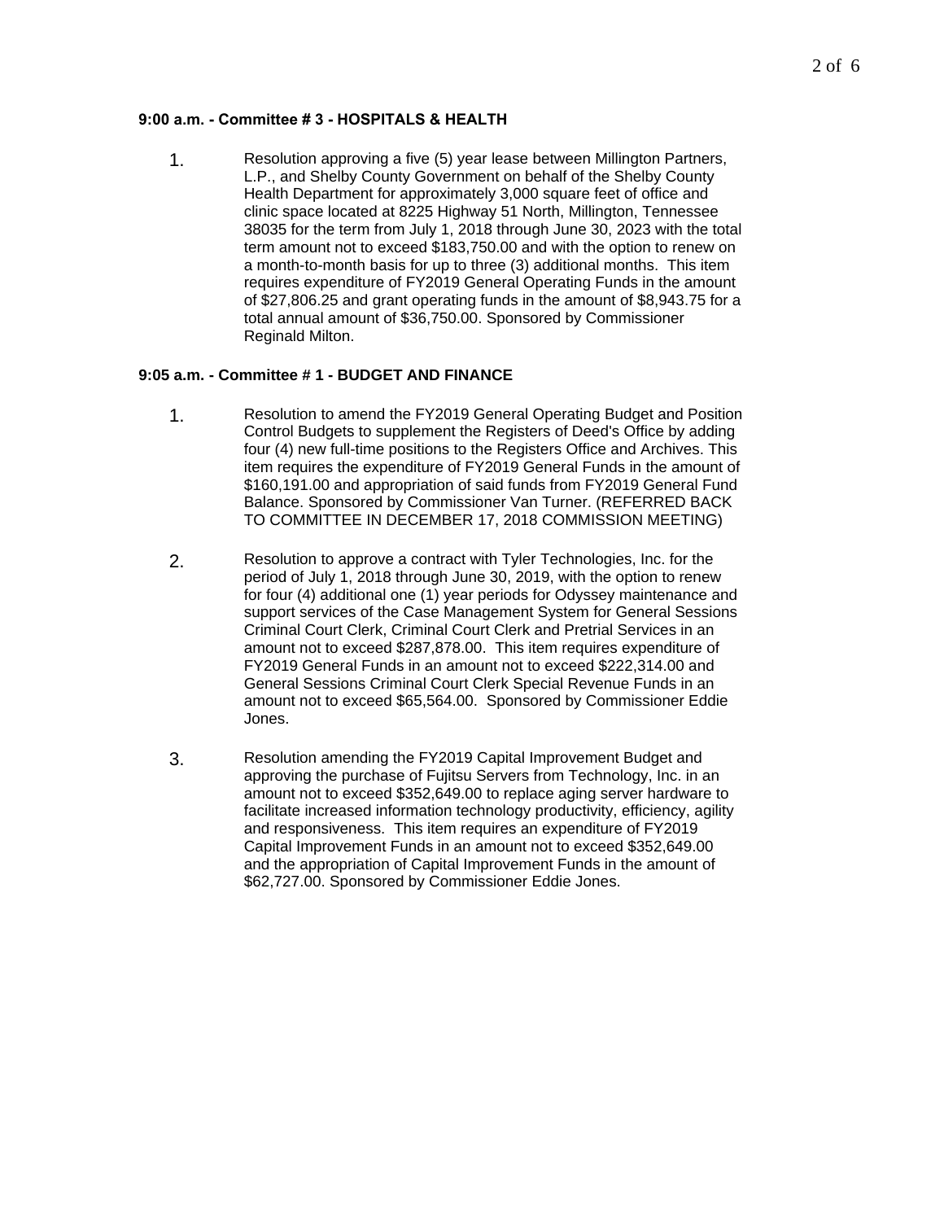**9:00 a.m. - Committee # 3 - HOSPITALS & HEALTH**

1. Resolution approving a five (5) year lease between Millington Partners, L.P., and Shelby County Government on behalf of the Shelby County Health Department for approximately 3,000 square feet of office and clinic space located at 8225 Highway 51 North, Millington, Tennessee 38035 for the term from July 1, 2018 through June 30, 2023 with the total term amount not to exceed $183,750.00 and with the option to renew on a month-to-month basis for up to three (3) additional months. This item requires expenditure of FY2019 General Operating Funds in the amount of $27,806.25 and grant operating funds in the amount of $8,943.75 for a total annual amount of $36,750.00. Sponsored by Commissioner Reginald Milton.

**9:05 a.m. - Committee # 1 - BUDGET AND FINANCE**

1. Resolution to amend the FY2019 General Operating Budget and Position Control Budgets to supplement the Registers of Deed's Office by adding four (4) new full-time positions to the Registers Office and Archives. This item requires the expenditure of FY2019 General Funds in the amount of $160,191.00 and appropriation of said funds from FY2019 General Fund Balance. Sponsored by Commissioner Van Turner. (REFERRED BACK TO COMMITTEE IN DECEMBER 17, 2018 COMMISSION MEETING)

2. Resolution to approve a contract with Tyler Technologies, Inc. for the period of July 1, 2018 through June 30, 2019, with the option to renew for four (4) additional one (1) year periods for Odyssey maintenance and support services of the Case Management System for General Sessions Criminal Court Clerk, Criminal Court Clerk and Pretrial Services in an amount not to exceed $287,878.00. This item requires expenditure of FY2019 General Funds in an amount not to exceed $222,314.00 and General Sessions Criminal Court Clerk Special Revenue Funds in an amount not to exceed $65,564.00. Sponsored by Commissioner Eddie Jones.

3. Resolution amending the FY2019 Capital Improvement Budget and approving the purchase of Fujitsu Servers from Technology, Inc. in an amount not to exceed $352,649.00 to replace aging server hardware to facilitate increased information technology productivity, efficiency, agility and responsiveness. This item requires an expenditure of FY2019 Capital Improvement Funds in an amount not to exceed $352,649.00 and the appropriation of Capital Improvement Funds in the amount of $62,727.00. Sponsored by Commissioner Eddie Jones.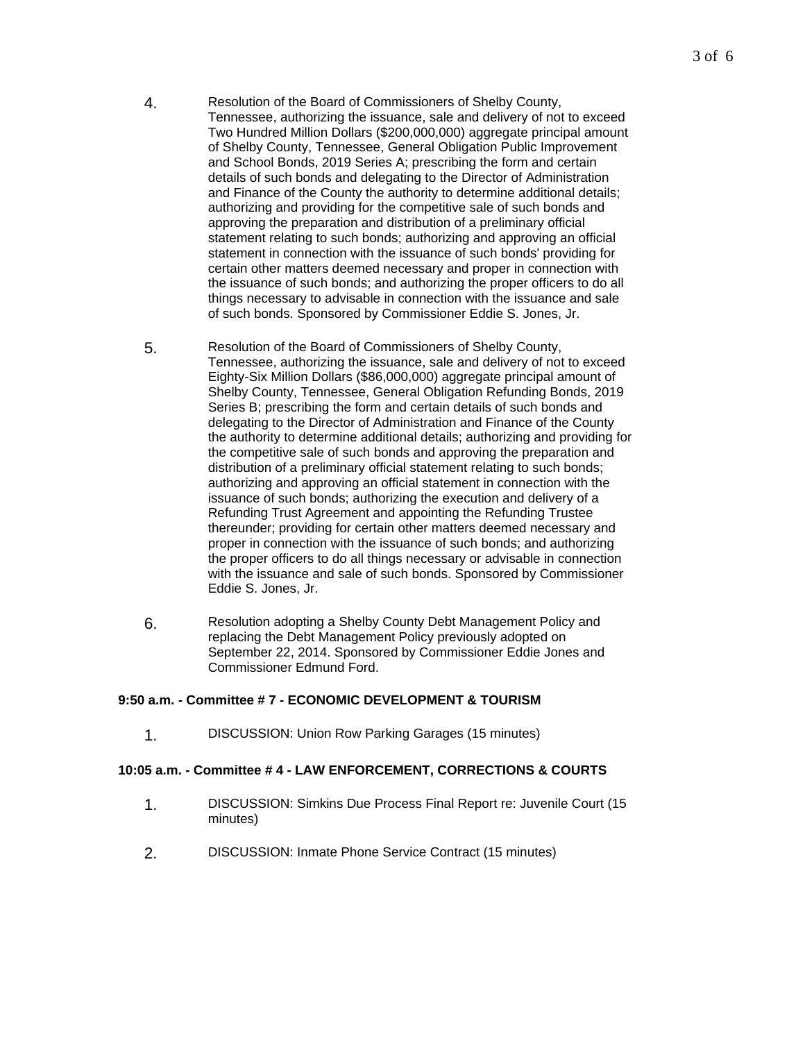4. Resolution of the Board of Commissioners of Shelby County, Tennessee, authorizing the issuance, sale and delivery of not to exceed Two Hundred Million Dollars ($200,000,000) aggregate principal amount of Shelby County, Tennessee, General Obligation Public Improvement and School Bonds, 2019 Series A; prescribing the form and certain details of such bonds and delegating to the Director of Administration and Finance of the County the authority to determine additional details; authorizing and providing for the competitive sale of such bonds and approving the preparation and distribution of a preliminary official statement relating to such bonds; authorizing and approving an official statement in connection with the issuance of such bonds' providing for certain other matters deemed necessary and proper in connection with the issuance of such bonds; and authorizing the proper officers to do all things necessary to advisable in connection with the issuance and sale of such bonds. Sponsored by Commissioner Eddie S. Jones, Jr.

5. Resolution of the Board of Commissioners of Shelby County, Tennessee, authorizing the issuance, sale and delivery of not to exceed Eighty-Six Million Dollars ($86,000,000) aggregate principal amount of Shelby County, Tennessee, General Obligation Refunding Bonds, 2019 Series B; prescribing the form and certain details of such bonds and delegating to the Director of Administration and Finance of the County the authority to determine additional details; authorizing and providing for the competitive sale of such bonds and approving the preparation and distribution of a preliminary official statement relating to such bonds; authorizing and approving an official statement in connection with the issuance of such bonds; authorizing the execution and delivery of a Refunding Trust Agreement and appointing the Refunding Trustee thereunder; providing for certain other matters deemed necessary and proper in connection with the issuance of such bonds; and authorizing the proper officers to do all things necessary or advisable in connection with the issuance and sale of such bonds. Sponsored by Commissioner Eddie S. Jones, Jr.

6. Resolution adopting a Shelby County Debt Management Policy and replacing the Debt Management Policy previously adopted on September 22, 2014. Sponsored by Commissioner Eddie Jones and Commissioner Edmund Ford.

**9:50 a.m. - Committee # 7 - ECONOMIC DEVELOPMENT & TOURISM**

1. DISCUSSION: Union Row Parking Garages (15 minutes)

**10:05 a.m. - Committee # 4 - LAW ENFORCEMENT, CORRECTIONS & COURTS**

1. DISCUSSION: Simkins Due Process Final Report re: Juvenile Court (15 minutes)

2. DISCUSSION: Inmate Phone Service Contract (15 minutes)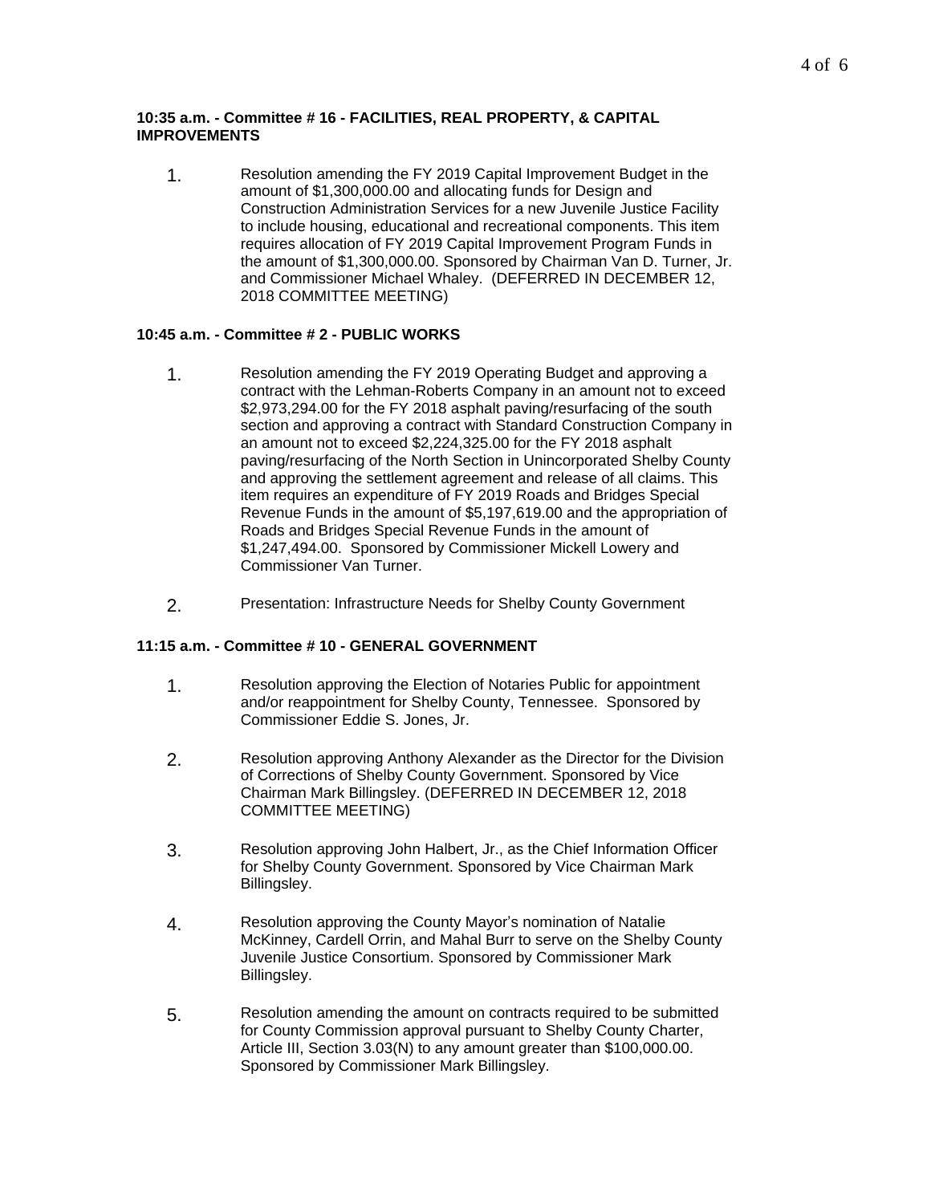**10:35 a.m. - Committee # 16 - FACILITIES, REAL PROPERTY, & CAPITAL IMPROVEMENTS**

1. Resolution amending the FY 2019 Capital Improvement Budget in the amount of $1,300,000.00 and allocating funds for Design and Construction Administration Services for a new Juvenile Justice Facility to include housing, educational and recreational components. This item requires allocation of FY 2019 Capital Improvement Program Funds in the amount of $1,300,000.00. Sponsored by Chairman Van D. Turner, Jr. and Commissioner Michael Whaley. (DEFERRED IN DECEMBER 12, 2018 COMMITTEE MEETING)

**10:45 a.m. - Committee # 2 - PUBLIC WORKS**

1. Resolution amending the FY 2019 Operating Budget and approving a contract with the Lehman-Roberts Company in an amount not to exceed $2,973,294.00 for the FY 2018 asphalt paving/resurfacing of the south section and approving a contract with Standard Construction Company in an amount not to exceed $2,224,325.00 for the FY 2018 asphalt paving/resurfacing of the North Section in Unincorporated Shelby County and approving the settlement agreement and release of all claims. This item requires an expenditure of FY 2019 Roads and Bridges Special Revenue Funds in the amount of $5,197,619.00 and the appropriation of Roads and Bridges Special Revenue Funds in the amount of $1,247,494.00. Sponsored by Commissioner Mickell Lowery and Commissioner Van Turner.

2. Presentation: Infrastructure Needs for Shelby County Government

**11:15 a.m. - Committee # 10 - GENERAL GOVERNMENT**

1. Resolution approving the Election of Notaries Public for appointment and/or reappointment for Shelby County, Tennessee. Sponsored by Commissioner Eddie S. Jones, Jr.

2. Resolution approving Anthony Alexander as the Director for the Division of Corrections of Shelby County Government. Sponsored by Vice Chairman Mark Billingsley. (DEFERRED IN DECEMBER 12, 2018 COMMITTEE MEETING)

3. Resolution approving John Halbert, Jr., as the Chief Information Officer for Shelby County Government. Sponsored by Vice Chairman Mark Billingsley.

4. Resolution approving the County Mayor's nomination of Natalie McKinney, Cardell Orrin, and Mahal Burr to serve on the Shelby County Juvenile Justice Consortium. Sponsored by Commissioner Mark Billingsley.

5. Resolution amending the amount on contracts required to be submitted for County Commission approval pursuant to Shelby County Charter, Article III, Section 3.03(N) to any amount greater than $100,000.00. Sponsored by Commissioner Mark Billingsley.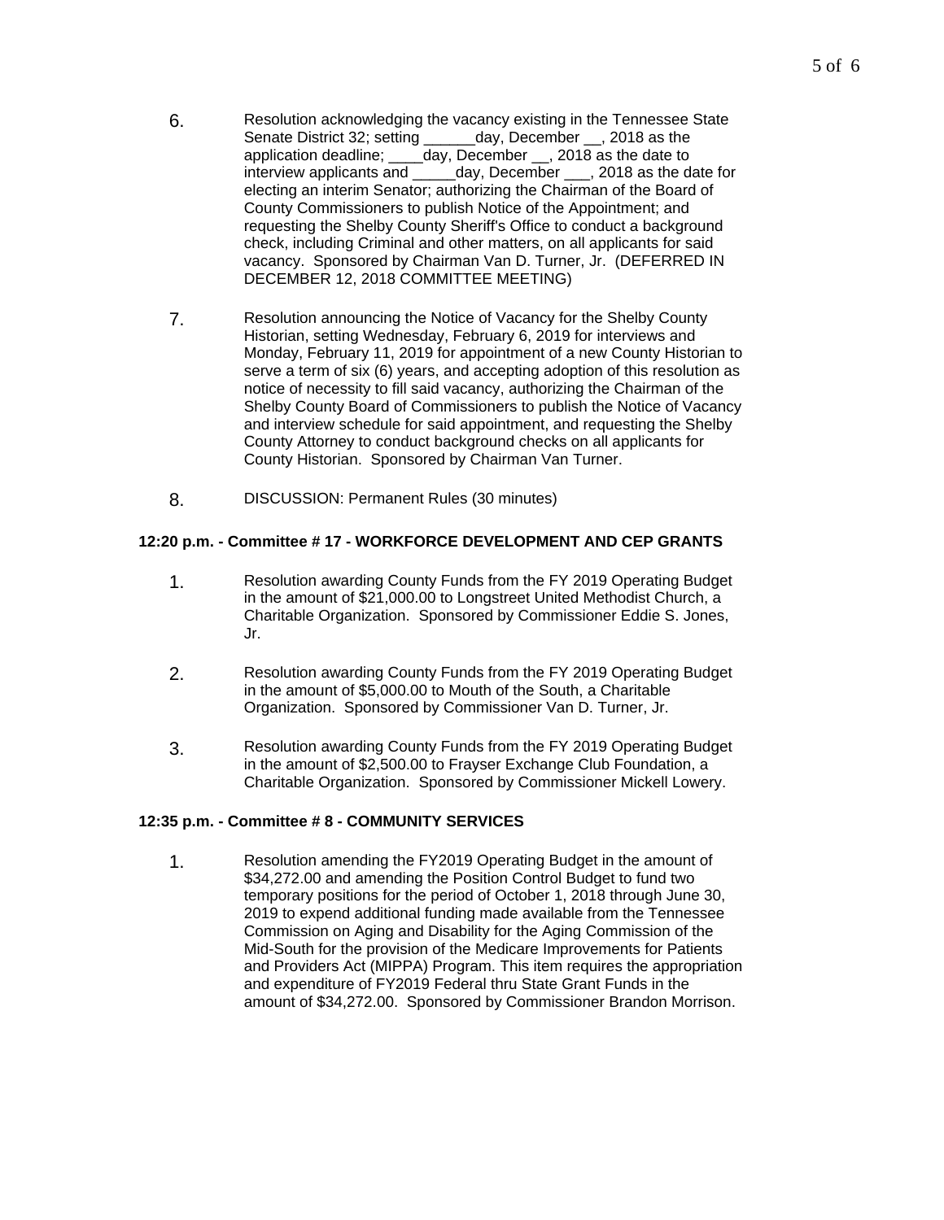6. Resolution acknowledging the vacancy existing in the Tennessee State Senate District 32; setting ______day, December __, 2018 as the application deadline; ____day, December __, 2018 as the date to interview applicants and _____day, December ___, 2018 as the date for electing an interim Senator; authorizing the Chairman of the Board of County Commissioners to publish Notice of the Appointment; and requesting the Shelby County Sheriff's Office to conduct a background check, including Criminal and other matters, on all applicants for said vacancy. Sponsored by Chairman Van D. Turner, Jr. (DEFERRED IN DECEMBER 12, 2018 COMMITTEE MEETING)

7. Resolution announcing the Notice of Vacancy for the Shelby County Historian, setting Wednesday, February 6, 2019 for interviews and Monday, February 11, 2019 for appointment of a new County Historian to serve a term of six (6) years, and accepting adoption of this resolution as notice of necessity to fill said vacancy, authorizing the Chairman of the Shelby County Board of Commissioners to publish the Notice of Vacancy and interview schedule for said appointment, and requesting the Shelby County Attorney to conduct background checks on all applicants for County Historian. Sponsored by Chairman Van Turner.

8. DISCUSSION: Permanent Rules (30 minutes)

**12:20 p.m. - Committee # 17 - WORKFORCE DEVELOPMENT AND CEP GRANTS**

1. Resolution awarding County Funds from the FY 2019 Operating Budget in the amount of $21,000.00 to Longstreet United Methodist Church, a Charitable Organization. Sponsored by Commissioner Eddie S. Jones, Jr.

2. Resolution awarding County Funds from the FY 2019 Operating Budget in the amount of $5,000.00 to Mouth of the South, a Charitable Organization. Sponsored by Commissioner Van D. Turner, Jr.

3. Resolution awarding County Funds from the FY 2019 Operating Budget in the amount of $2,500.00 to Frayser Exchange Club Foundation, a Charitable Organization. Sponsored by Commissioner Mickell Lowery.

**12:35 p.m. - Committee # 8 - COMMUNITY SERVICES**

1. Resolution amending the FY2019 Operating Budget in the amount of $34,272.00 and amending the Position Control Budget to fund two temporary positions for the period of October 1, 2018 through June 30, 2019 to expend additional funding made available from the Tennessee Commission on Aging and Disability for the Aging Commission of the Mid-South for the provision of the Medicare Improvements for Patients and Providers Act (MIPPA) Program. This item requires the appropriation and expenditure of FY2019 Federal thru State Grant Funds in the amount of $34,272.00. Sponsored by Commissioner Brandon Morrison.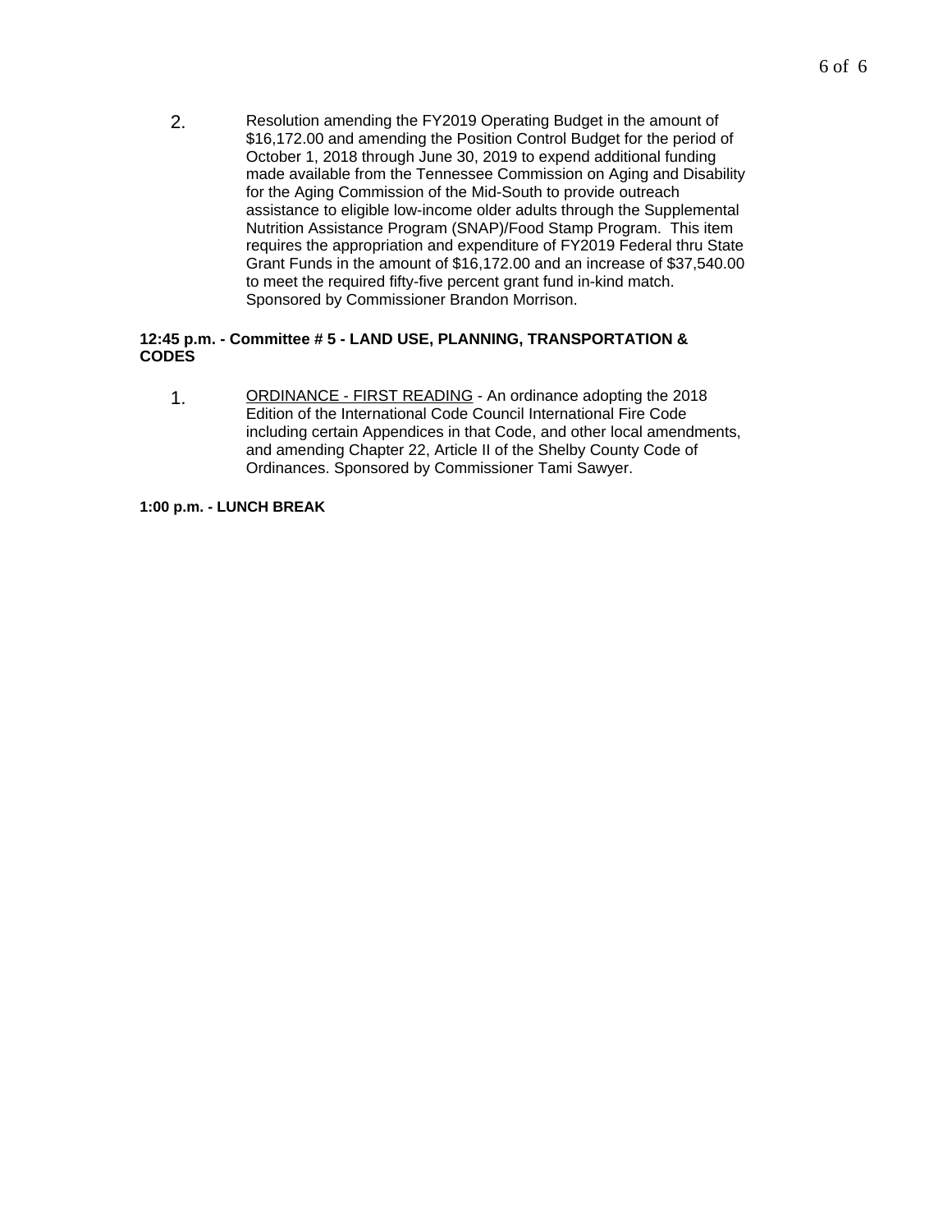2. Resolution amending the FY2019 Operating Budget in the amount of $16,172.00 and amending the Position Control Budget for the period of October 1, 2018 through June 30, 2019 to expend additional funding made available from the Tennessee Commission on Aging and Disability for the Aging Commission of the Mid-South to provide outreach assistance to eligible low-income older adults through the Supplemental Nutrition Assistance Program (SNAP)/Food Stamp Program. This item requires the appropriation and expenditure of FY2019 Federal thru State Grant Funds in the amount of $16,172.00 and an increase of $37,540.00 to meet the required fifty-five percent grant fund in-kind match. Sponsored by Commissioner Brandon Morrison.

**12:45 p.m. - Committee # 5 - LAND USE, PLANNING, TRANSPORTATION & CODES**

1. <u>ORDINANCE - FIRST READING</u> - An ordinance adopting the 2018 Edition of the International Code Council International Fire Code including certain Appendices in that Code, and other local amendments, and amending Chapter 22, Article II of the Shelby County Code of Ordinances. Sponsored by Commissioner Tami Sawyer.

**1:00 p.m. - LUNCH BREAK**